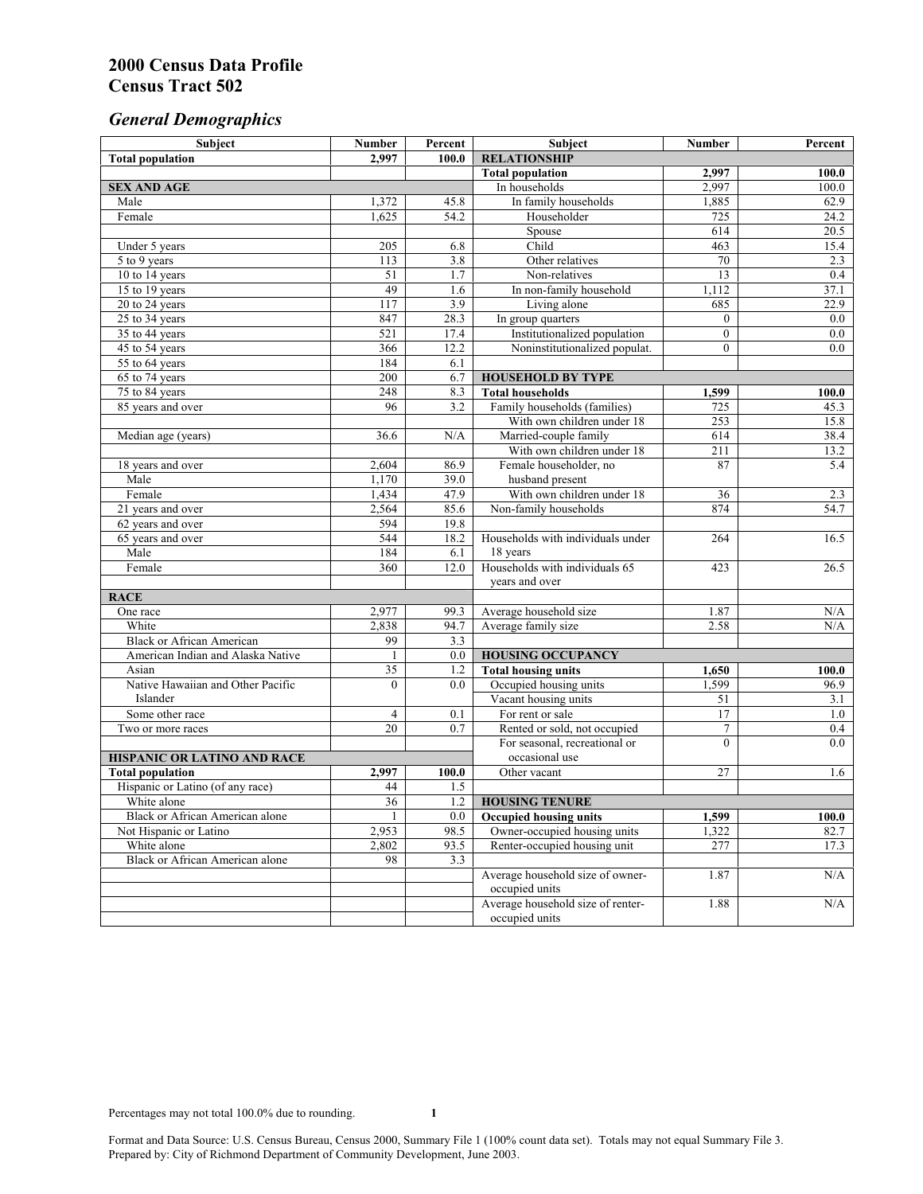# 2000 Census Data Profile
# Census Tract 502

## *General Demographics*

| Subject | Number | Percent | Subject | Number | Percent |
|---|---|---|---|---|---|
| **Total population** | **2,997** | **100.0** | **RELATIONSHIP** | | |
| | | | **Total population** | **2,997** | **100.0** |
| **SEX AND AGE** | | | In households | 2,997 | 100.0 |
| Male | 1,372 | 45.8 | In family households | 1,885 | 62.9 |
| Female | 1,625 | 54.2 | Householder | 725 | 24.2 |
| | | | Spouse | 614 | 20.5 |
| Under 5 years | 205 | 6.8 | Child | 463 | 15.4 |
| 5 to 9 years | 113 | 3.8 | Other relatives | 70 | 2.3 |
| 10 to 14 years | 51 | 1.7 | Non-relatives | 13 | 0.4 |
| 15 to 19 years | 49 | 1.6 | In non-family household | 1,112 | 37.1 |
| 20 to 24 years | 117 | 3.9 | Living alone | 685 | 22.9 |
| 25 to 34 years | 847 | 28.3 | In group quarters | 0 | 0.0 |
| 35 to 44 years | 521 | 17.4 | Institutionalized population | 0 | 0.0 |
| 45 to 54 years | 366 | 12.2 | Noninstitutionalized populat. | 0 | 0.0 |
| 55 to 64 years | 184 | 6.1 | | | |
| 65 to 74 years | 200 | 6.7 | **HOUSEHOLD BY TYPE** | | |
| 75 to 84 years | 248 | 8.3 | **Total households** | **1,599** | **100.0** |
| 85 years and over | 96 | 3.2 | Family households (families) | 725 | 45.3 |
| | | | With own children under 18 | 253 | 15.8 |
| Median age (years) | 36.6 | N/A | Married-couple family | 614 | 38.4 |
| | | | With own children under 18 | 211 | 13.2 |
| 18 years and over | 2,604 | 86.9 | Female householder, no husband present | 87 | 5.4 |
| Male | 1,170 | 39.0 | | | |
| Female | 1,434 | 47.9 | With own children under 18 | 36 | 2.3 |
| 21 years and over | 2,564 | 85.6 | Non-family households | 874 | 54.7 |
| 62 years and over | 594 | 19.8 | | | |
| 65 years and over | 544 | 18.2 | Households with individuals under 18 years | 264 | 16.5 |
| Male | 184 | 6.1 | | | |
| Female | 360 | 12.0 | Households with individuals 65 years and over | 423 | 26.5 |
| **RACE** | | | | | |
| One race | 2,977 | 99.3 | Average household size | 1.87 | N/A |
| White | 2,838 | 94.7 | Average family size | 2.58 | N/A |
| Black or African American | 99 | 3.3 | | | |
| American Indian and Alaska Native | 1 | 0.0 | **HOUSING OCCUPANCY** | | |
| Asian | 35 | 1.2 | **Total housing units** | **1,650** | **100.0** |
| Native Hawaiian and Other Pacific Islander | 0 | 0.0 | Occupied housing units | 1,599 | 96.9 |
| | | | Vacant housing units | 51 | 3.1 |
| Some other race | 4 | 0.1 | For rent or sale | 17 | 1.0 |
| Two or more races | 20 | 0.7 | Rented or sold, not occupied | 7 | 0.4 |
| | | | For seasonal, recreational or occasional use | 0 | 0.0 |
| **HISPANIC OR LATINO AND RACE** | | | | | |
| **Total population** | **2,997** | **100.0** | Other vacant | 27 | 1.6 |
| Hispanic or Latino (of any race) | 44 | 1.5 | | | |
| White alone | 36 | 1.2 | **HOUSING TENURE** | | |
| Black or African American alone | 1 | 0.0 | **Occupied housing units** | **1,599** | **100.0** |
| Not Hispanic or Latino | 2,953 | 98.5 | Owner-occupied housing units | 1,322 | 82.7 |
| White alone | 2,802 | 93.5 | Renter-occupied housing unit | 277 | 17.3 |
| Black or African American alone | 98 | 3.3 | | | |
| | | | Average household size of owner-occupied units | 1.87 | N/A |
| | | | Average household size of renter-occupied units | 1.88 | N/A |

Percentages may not total 100.0% due to rounding.

Format and Data Source: U.S. Census Bureau, Census 2000, Summary File 1 (100% count data set). Totals may not equal Summary File 3.
Prepared by: City of Richmond Department of Community Development, June 2003.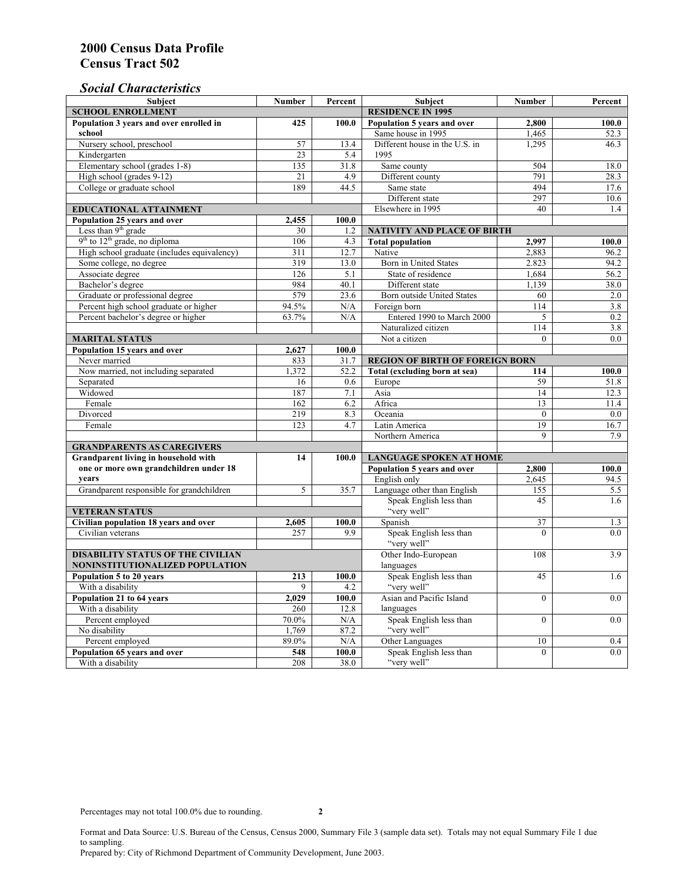# 2000 Census Data Profile
# Census Tract 502

## *Social Characteristics*

| Subject | Number | Percent |
|---|---|---|
| **SCHOOL ENROLLMENT** | | |
| **Population 3 years and over enrolled in school** | **425** | **100.0** |
| Nursery school, preschool | 57 | 13.4 |
| Kindergarten | 23 | 5.4 |
| Elementary school (grades 1-8) | 135 | 31.8 |
| High school (grades 9-12) | 21 | 4.9 |
| College or graduate school | 189 | 44.5 |
| **EDUCATIONAL ATTAINMENT** | | |
| **Population 25 years and over** | **2,455** | **100.0** |
| Less than 9th grade | 30 | 1.2 |
| 9th to 12th grade, no diploma | 106 | 4.3 |
| High school graduate (includes equivalency) | 311 | 12.7 |
| Some college, no degree | 319 | 13.0 |
| Associate degree | 126 | 5.1 |
| Bachelor's degree | 984 | 40.1 |
| Graduate or professional degree | 579 | 23.6 |
| Percent high school graduate or higher | 94.5% | N/A |
| Percent bachelor's degree or higher | 63.7% | N/A |
| **MARITAL STATUS** | | |
| **Population 15 years and over** | **2,627** | **100.0** |
| Never married | 833 | 31.7 |
| Now married, not including separated | 1,372 | 52.2 |
| Separated | 16 | 0.6 |
| Widowed | 187 | 7.1 |
| Female | 162 | 6.2 |
| Divorced | 219 | 8.3 |
| Female | 123 | 4.7 |
| **GRANDPARENTS AS CAREGIVERS** | | |
| **Grandparent living in household with one or more own grandchildren under 18 years** | **14** | **100.0** |
| Grandparent responsible for grandchildren | 5 | 35.7 |
| **VETERAN STATUS** | | |
| **Civilian population 18 years and over** | **2,605** | **100.0** |
| Civilian veterans | 257 | 9.9 |
| **DISABILITY STATUS OF THE CIVILIAN NONINSTITUTIONALIZED POPULATION** | | |
| **Population 5 to 20 years** | **213** | **100.0** |
| With a disability | 9 | 4.2 |
| **Population 21 to 64 years** | **2,029** | **100.0** |
| With a disability | 260 | 12.8 |
| Percent employed | 70.0% | N/A |
| No disability | 1,769 | 87.2 |
| Percent employed | 89.0% | N/A |
| **Population 65 years and over** | **548** | **100.0** |
| With a disability | 208 | 38.0 |

| Subject | Number | Percent |
|---|---|---|
| **RESIDENCE IN 1995** | | |
| **Population 5 years and over** | **2,800** | **100.0** |
| Same house in 1995 | 1,465 | 52.3 |
| Different house in the U.S. in 1995 | 1,295 | 46.3 |
| Same county | 504 | 18.0 |
| Different county | 791 | 28.3 |
| Same state | 494 | 17.6 |
| Different state | 297 | 10.6 |
| Elsewhere in 1995 | 40 | 1.4 |
| **NATIVITY AND PLACE OF BIRTH** | | |
| **Total population** | **2,997** | **100.0** |
| Native | 2,883 | 96.2 |
| Born in United States | 2.823 | 94.2 |
| State of residence | 1,684 | 56.2 |
| Different state | 1,139 | 38.0 |
| Born outside United States | 60 | 2.0 |
| Foreign born | 114 | 3.8 |
| Entered 1990 to March 2000 | 5 | 0.2 |
| Naturalized citizen | 114 | 3.8 |
| Not a citizen | 0 | 0.0 |
| **REGION OF BIRTH OF FOREIGN BORN** | | |
| **Total (excluding born at sea)** | **114** | **100.0** |
| Europe | 59 | 51.8 |
| Asia | 14 | 12.3 |
| Africa | 13 | 11.4 |
| Oceania | 0 | 0.0 |
| Latin America | 19 | 16.7 |
| Northern America | 9 | 7.9 |
| **LANGUAGE SPOKEN AT HOME** | | |
| **Population 5 years and over** | **2,800** | **100.0** |
| English only | 2,645 | 94.5 |
| Language other than English | 155 | 5.5 |
| Speak English less than "very well" | 45 | 1.6 |
| Spanish | 37 | 1.3 |
| Speak English less than "very well" | 0 | 0.0 |
| Other Indo-European languages | 108 | 3.9 |
| Speak English less than "very well" | 45 | 1.6 |
| Asian and Pacific Island languages | 0 | 0.0 |
| Speak English less than "very well" | 0 | 0.0 |
| Other Languages | 10 | 0.4 |
| Speak English less than "very well" | 0 | 0.0 |

Percentages may not total 100.0% due to rounding.

Format and Data Source: U.S. Bureau of the Census, Census 2000, Summary File 3 (sample data set). Totals may not equal Summary File 1 due to sampling.
Prepared by: City of Richmond Department of Community Development, June 2003.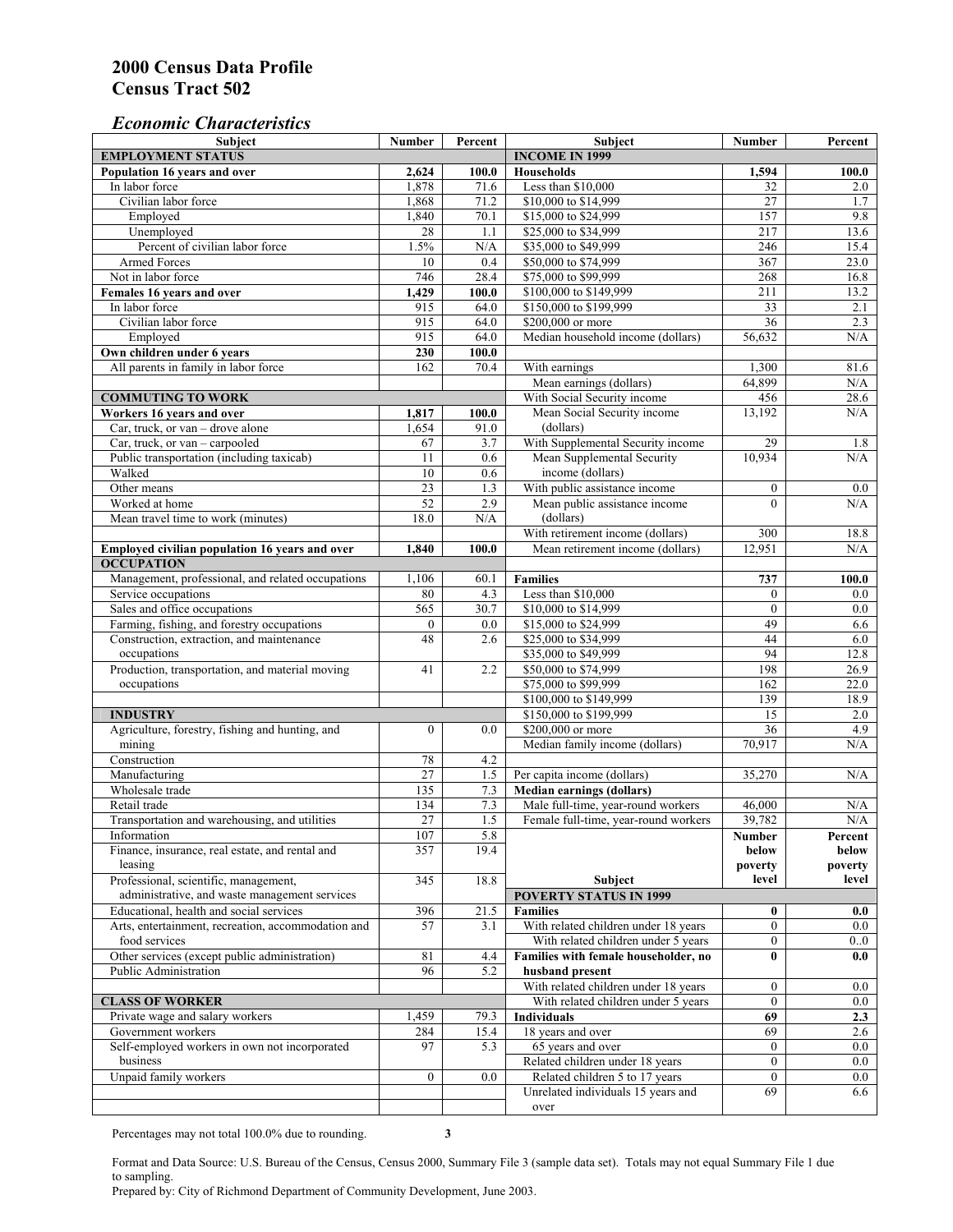# 2000 Census Data Profile
# Census Tract 502

## *Economic Characteristics*

| Subject | Number | Percent |
|---|---|---|
| **EMPLOYMENT STATUS** | | |
| **Population 16 years and over** | **2,624** | **100.0** |
| In labor force | 1,878 | 71.6 |
| Civilian labor force | 1,868 | 71.2 |
| Employed | 1,840 | 70.1 |
| Unemployed | 28 | 1.1 |
| Percent of civilian labor force | 1.5% | N/A |
| Armed Forces | 10 | 0.4 |
| Not in labor force | 746 | 28.4 |
| **Females 16 years and over** | **1,429** | **100.0** |
| In labor force | 915 | 64.0 |
| Civilian labor force | 915 | 64.0 |
| Employed | 915 | 64.0 |
| **Own children under 6 years** | **230** | **100.0** |
| All parents in family in labor force | 162 | 70.4 |
| **COMMUTING TO WORK** | | |
| **Workers 16 years and over** | **1,817** | **100.0** |
| Car, truck, or van – drove alone | 1,654 | 91.0 |
| Car, truck, or van – carpooled | 67 | 3.7 |
| Public transportation (including taxicab) | 11 | 0.6 |
| Walked | 10 | 0.6 |
| Other means | 23 | 1.3 |
| Worked at home | 52 | 2.9 |
| Mean travel time to work (minutes) | 18.0 | N/A |
| **Employed civilian population 16 years and over** | **1,840** | **100.0** |
| **OCCUPATION** | | |
| Management, professional, and related occupations | 1,106 | 60.1 |
| Service occupations | 80 | 4.3 |
| Sales and office occupations | 565 | 30.7 |
| Farming, fishing, and forestry occupations | 0 | 0.0 |
| Construction, extraction, and maintenance occupations | 48 | 2.6 |
| Production, transportation, and material moving occupations | 41 | 2.2 |
| **INDUSTRY** | | |
| Agriculture, forestry, fishing and hunting, and mining | 0 | 0.0 |
| Construction | 78 | 4.2 |
| Manufacturing | 27 | 1.5 |
| Wholesale trade | 135 | 7.3 |
| Retail trade | 134 | 7.3 |
| Transportation and warehousing, and utilities | 27 | 1.5 |
| Information | 107 | 5.8 |
| Finance, insurance, real estate, and rental and leasing | 357 | 19.4 |
| Professional, scientific, management, administrative, and waste management services | 345 | 18.8 |
| Educational, health and social services | 396 | 21.5 |
| Arts, entertainment, recreation, accommodation and food services | 57 | 3.1 |
| Other services (except public administration) | 81 | 4.4 |
| Public Administration | 96 | 5.2 |
| **CLASS OF WORKER** | | |
| Private wage and salary workers | 1,459 | 79.3 |
| Government workers | 284 | 15.4 |
| Self-employed workers in own not incorporated business | 97 | 5.3 |
| Unpaid family workers | 0 | 0.0 |

| Subject | Number | Percent |
|---|---|---|
| **INCOME IN 1999** | | |
| **Households** | **1,594** | **100.0** |
| Less than $10,000 | 32 | 2.0 |
| $10,000 to $14,999 | 27 | 1.7 |
| $15,000 to $24,999 | 157 | 9.8 |
| $25,000 to $34,999 | 217 | 13.6 |
| $35,000 to $49,999 | 246 | 15.4 |
| $50,000 to $74,999 | 367 | 23.0 |
| $75,000 to $99,999 | 268 | 16.8 |
| $100,000 to $149,999 | 211 | 13.2 |
| $150,000 to $199,999 | 33 | 2.1 |
| $200,000 or more | 36 | 2.3 |
| Median household income (dollars) | 56,632 | N/A |
| With earnings | 1,300 | 81.6 |
| Mean earnings (dollars) | 64,899 | N/A |
| With Social Security income | 456 | 28.6 |
| Mean Social Security income (dollars) | 13,192 | N/A |
| With Supplemental Security income | 29 | 1.8 |
| Mean Supplemental Security income (dollars) | 10,934 | N/A |
| With public assistance income | 0 | 0.0 |
| Mean public assistance income (dollars) | 0 | N/A |
| With retirement income (dollars) | 300 | 18.8 |
| Mean retirement income (dollars) | 12,951 | N/A |
| **Families** | **737** | **100.0** |
| Less than $10,000 | 0 | 0.0 |
| $10,000 to $14,999 | 0 | 0.0 |
| $15,000 to $24,999 | 49 | 6.6 |
| $25,000 to $34,999 | 44 | 6.0 |
| $35,000 to $49,999 | 94 | 12.8 |
| $50,000 to $74,999 | 198 | 26.9 |
| $75,000 to $99,999 | 162 | 22.0 |
| $100,000 to $149,999 | 139 | 18.9 |
| $150,000 to $199,999 | 15 | 2.0 |
| $200,000 or more | 36 | 4.9 |
| Median family income (dollars) | 70,917 | N/A |
| Per capita income (dollars) | 35,270 | N/A |
| **Median earnings (dollars)** | | |
| Male full-time, year-round workers | 46,000 | N/A |
| Female full-time, year-round workers | 39,782 | N/A |

| Subject | Number below poverty level | Percent below poverty level |
|---|---|---|
| **POVERTY STATUS IN 1999** | | |
| **Families** | **0** | **0.0** |
| With related children under 18 years | 0 | 0.0 |
| With related children under 5 years | 0 | 0..0 |
| **Families with female householder, no husband present** | **0** | **0.0** |
| With related children under 18 years | 0 | 0.0 |
| With related children under 5 years | 0 | 0.0 |
| **Individuals** | **69** | **2.3** |
| 18 years and over | 69 | 2.6 |
| 65 years and over | 0 | 0.0 |
| Related children under 18 years | 0 | 0.0 |
| Related children 5 to 17 years | 0 | 0.0 |
| Unrelated individuals 15 years and over | 69 | 6.6 |

Percentages may not total 100.0% due to rounding.

Format and Data Source: U.S. Bureau of the Census, Census 2000, Summary File 3 (sample data set). Totals may not equal Summary File 1 due to sampling.
Prepared by: City of Richmond Department of Community Development, June 2003.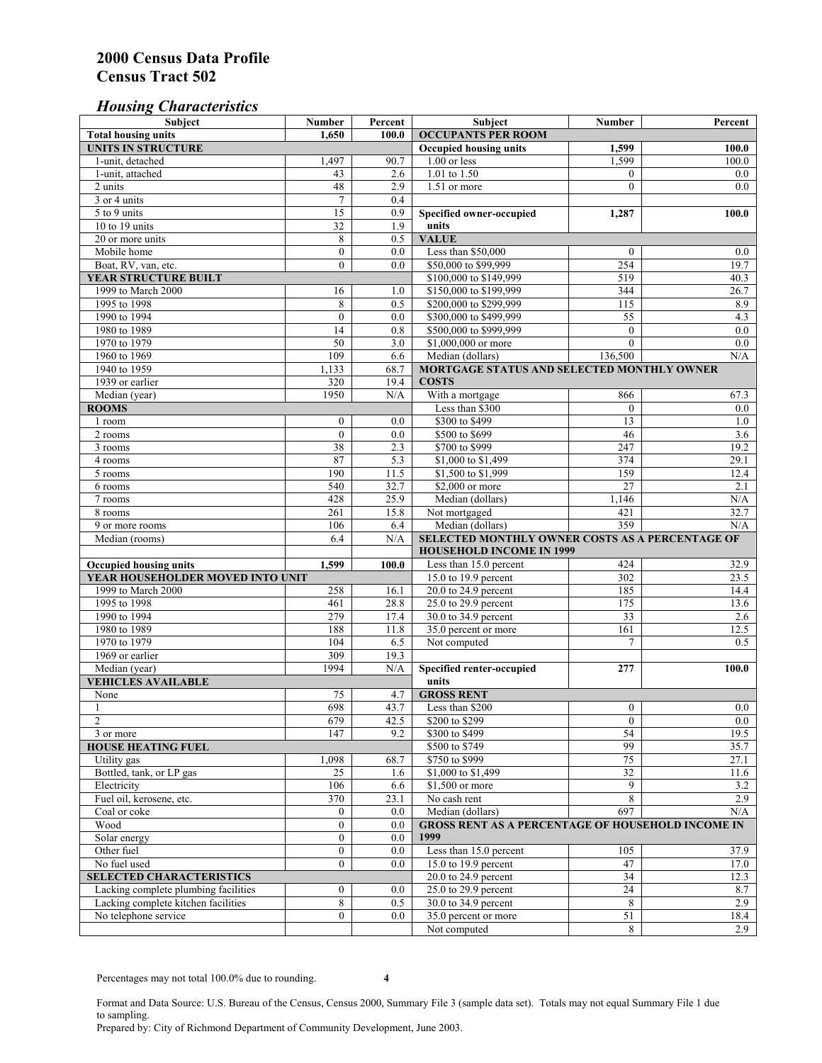# 2000 Census Data Profile
# Census Tract 502

## *Housing Characteristics*

| Subject | Number | Percent | Subject | Number | Percent |
|---|---|---|---|---|---|
| **Total housing units** | **1,650** | **100.0** | **OCCUPANTS PER ROOM** | | |
| **UNITS IN STRUCTURE** | | | **Occupied housing units** | **1,599** | **100.0** |
| 1-unit, detached | 1,497 | 90.7 | 1.00 or less | 1,599 | 100.0 |
| 1-unit, attached | 43 | 2.6 | 1.01 to 1.50 | 0 | 0.0 |
| 2 units | 48 | 2.9 | 1.51 or more | 0 | 0.0 |
| 3 or 4 units | 7 | 0.4 | | | |
| 5 to 9 units | 15 | 0.9 | **Specified owner-occupied units** | **1,287** | **100.0** |
| 10 to 19 units | 32 | 1.9 | | | |
| 20 or more units | 8 | 0.5 | **VALUE** | | |
| Mobile home | 0 | 0.0 | Less than $50,000 | 0 | 0.0 |
| Boat, RV, van, etc. | 0 | 0.0 | $50,000 to $99,999 | 254 | 19.7 |
| **YEAR STRUCTURE BUILT** | | | $100,000 to $149,999 | 519 | 40.3 |
| 1999 to March 2000 | 16 | 1.0 | $150,000 to $199,999 | 344 | 26.7 |
| 1995 to 1998 | 8 | 0.5 | $200,000 to $299,999 | 115 | 8.9 |
| 1990 to 1994 | 0 | 0.0 | $300,000 to $499,999 | 55 | 4.3 |
| 1980 to 1989 | 14 | 0.8 | $500,000 to $999,999 | 0 | 0.0 |
| 1970 to 1979 | 50 | 3.0 | $1,000,000 or more | 0 | 0.0 |
| 1960 to 1969 | 109 | 6.6 | Median (dollars) | 136,500 | N/A |
| 1940 to 1959 | 1,133 | 68.7 | **MORTGAGE STATUS AND SELECTED MONTHLY OWNER COSTS** | | |
| 1939 or earlier | 320 | 19.4 | | | |
| Median (year) | 1950 | N/A | With a mortgage | 866 | 67.3 |
| **ROOMS** | | | Less than $300 | 0 | 0.0 |
| 1 room | 0 | 0.0 | $300 to $499 | 13 | 1.0 |
| 2 rooms | 0 | 0.0 | $500 to $699 | 46 | 3.6 |
| 3 rooms | 38 | 2.3 | $700 to $999 | 247 | 19.2 |
| 4 rooms | 87 | 5.3 | $1,000 to $1,499 | 374 | 29.1 |
| 5 rooms | 190 | 11.5 | $1,500 to $1,999 | 159 | 12.4 |
| 6 rooms | 540 | 32.7 | $2,000 or more | 27 | 2.1 |
| 7 rooms | 428 | 25.9 | Median (dollars) | 1,146 | N/A |
| 8 rooms | 261 | 15.8 | Not mortgaged | 421 | 32.7 |
| 9 or more rooms | 106 | 6.4 | Median (dollars) | 359 | N/A |
| Median (rooms) | 6.4 | N/A | **SELECTED MONTHLY OWNER COSTS AS A PERCENTAGE OF HOUSEHOLD INCOME IN 1999** | | |
| | | | | | |
| **Occupied housing units** | **1,599** | **100.0** | Less than 15.0 percent | 424 | 32.9 |
| **YEAR HOUSEHOLDER MOVED INTO UNIT** | | | 15.0 to 19.9 percent | 302 | 23.5 |
| 1999 to March 2000 | 258 | 16.1 | 20.0 to 24.9 percent | 185 | 14.4 |
| 1995 to 1998 | 461 | 28.8 | 25.0 to 29.9 percent | 175 | 13.6 |
| 1990 to 1994 | 279 | 17.4 | 30.0 to 34.9 percent | 33 | 2.6 |
| 1980 to 1989 | 188 | 11.8 | 35.0 percent or more | 161 | 12.5 |
| 1970 to 1979 | 104 | 6.5 | Not computed | 7 | 0.5 |
| 1969 or earlier | 309 | 19.3 | | | |
| Median (year) | 1994 | N/A | **Specified renter-occupied units** | **277** | **100.0** |
| **VEHICLES AVAILABLE** | | | | | |
| None | 75 | 4.7 | **GROSS RENT** | | |
| 1 | 698 | 43.7 | Less than $200 | 0 | 0.0 |
| 2 | 679 | 42.5 | $200 to $299 | 0 | 0.0 |
| 3 or more | 147 | 9.2 | $300 to $499 | 54 | 19.5 |
| **HOUSE HEATING FUEL** | | | $500 to $749 | 99 | 35.7 |
| Utility gas | 1,098 | 68.7 | $750 to $999 | 75 | 27.1 |
| Bottled, tank, or LP gas | 25 | 1.6 | $1,000 to $1,499 | 32 | 11.6 |
| Electricity | 106 | 6.6 | $1,500 or more | 9 | 3.2 |
| Fuel oil, kerosene, etc. | 370 | 23.1 | No cash rent | 8 | 2.9 |
| Coal or coke | 0 | 0.0 | Median (dollars) | 697 | N/A |
| Wood | 0 | 0.0 | **GROSS RENT AS A PERCENTAGE OF HOUSEHOLD INCOME IN 1999** | | |
| Solar energy | 0 | 0.0 | | | |
| Other fuel | 0 | 0.0 | Less than 15.0 percent | 105 | 37.9 |
| No fuel used | 0 | 0.0 | 15.0 to 19.9 percent | 47 | 17.0 |
| **SELECTED CHARACTERISTICS** | | | 20.0 to 24.9 percent | 34 | 12.3 |
| Lacking complete plumbing facilities | 0 | 0.0 | 25.0 to 29.9 percent | 24 | 8.7 |
| Lacking complete kitchen facilities | 8 | 0.5 | 30.0 to 34.9 percent | 8 | 2.9 |
| No telephone service | 0 | 0.0 | 35.0 percent or more | 51 | 18.4 |
| | | | Not computed | 8 | 2.9 |

Percentages may not total 100.0% due to rounding.

Format and Data Source: U.S. Bureau of the Census, Census 2000, Summary File 3 (sample data set). Totals may not equal Summary File 1 due to sampling.
Prepared by: City of Richmond Department of Community Development, June 2003.